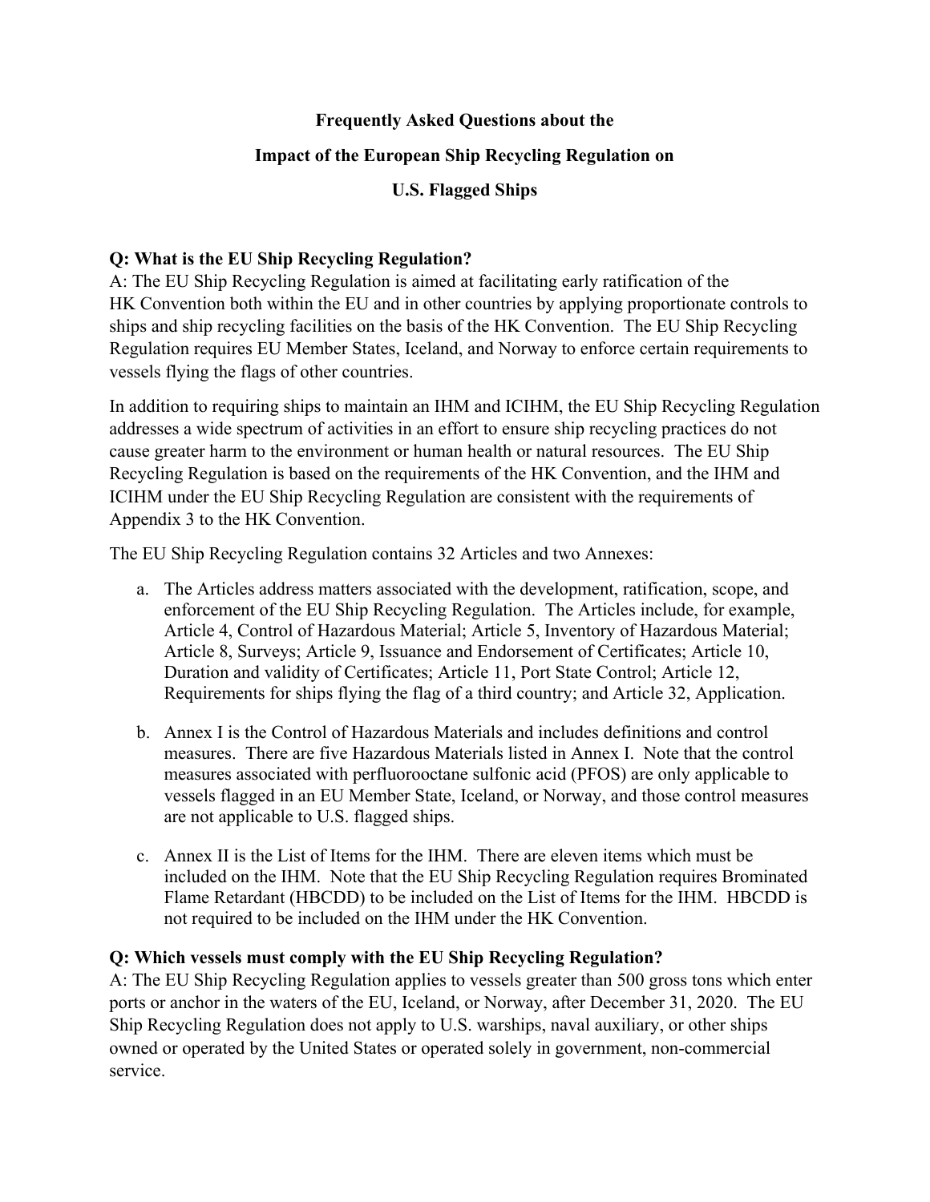**Frequently Asked Questions about the**

**Impact of the European Ship Recycling Regulation on**

**U.S. Flagged Ships**

**Q: What is the EU Ship Recycling Regulation?**

A: The EU Ship Recycling Regulation is aimed at facilitating early ratification of the HK Convention both within the EU and in other countries by applying proportionate controls to ships and ship recycling facilities on the basis of the HK Convention. The EU Ship Recycling Regulation requires EU Member States, Iceland, and Norway to enforce certain requirements to vessels flying the flags of other countries.

In addition to requiring ships to maintain an IHM and ICIHM, the EU Ship Recycling Regulation addresses a wide spectrum of activities in an effort to ensure ship recycling practices do not cause greater harm to the environment or human health or natural resources. The EU Ship Recycling Regulation is based on the requirements of the HK Convention, and the IHM and ICIHM under the EU Ship Recycling Regulation are consistent with the requirements of Appendix 3 to the HK Convention.

The EU Ship Recycling Regulation contains 32 Articles and two Annexes:

a. The Articles address matters associated with the development, ratification, scope, and enforcement of the EU Ship Recycling Regulation. The Articles include, for example, Article 4, Control of Hazardous Material; Article 5, Inventory of Hazardous Material; Article 8, Surveys; Article 9, Issuance and Endorsement of Certificates; Article 10, Duration and validity of Certificates; Article 11, Port State Control; Article 12, Requirements for ships flying the flag of a third country; and Article 32, Application.

b. Annex I is the Control of Hazardous Materials and includes definitions and control measures. There are five Hazardous Materials listed in Annex I. Note that the control measures associated with perfluorooctane sulfonic acid (PFOS) are only applicable to vessels flagged in an EU Member State, Iceland, or Norway, and those control measures are not applicable to U.S. flagged ships.

c. Annex II is the List of Items for the IHM. There are eleven items which must be included on the IHM. Note that the EU Ship Recycling Regulation requires Brominated Flame Retardant (HBCDD) to be included on the List of Items for the IHM. HBCDD is not required to be included on the IHM under the HK Convention.

**Q: Which vessels must comply with the EU Ship Recycling Regulation?**

A: The EU Ship Recycling Regulation applies to vessels greater than 500 gross tons which enter ports or anchor in the waters of the EU, Iceland, or Norway, after December 31, 2020. The EU Ship Recycling Regulation does not apply to U.S. warships, naval auxiliary, or other ships owned or operated by the United States or operated solely in government, non-commercial service.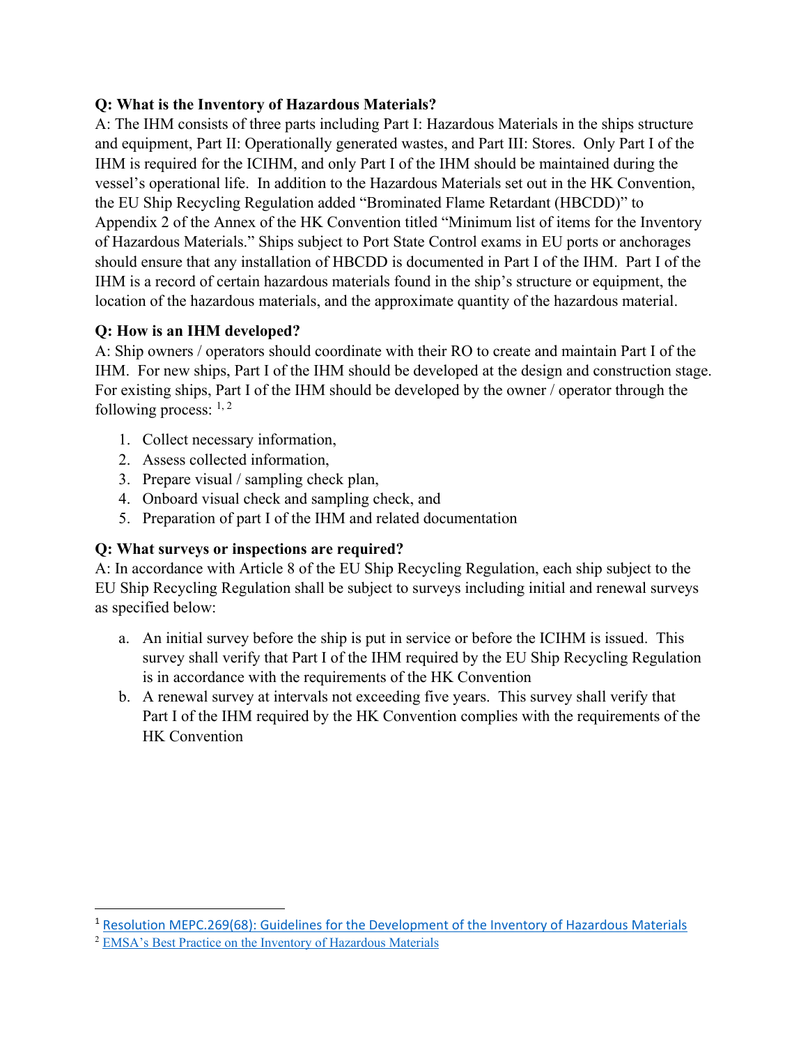**Q: What is the Inventory of Hazardous Materials?**

A: The IHM consists of three parts including Part I: Hazardous Materials in the ships structure and equipment, Part II: Operationally generated wastes, and Part III: Stores. Only Part I of the IHM is required for the ICIHM, and only Part I of the IHM should be maintained during the vessel's operational life. In addition to the Hazardous Materials set out in the HK Convention, the EU Ship Recycling Regulation added "Brominated Flame Retardant (HBCDD)" to Appendix 2 of the Annex of the HK Convention titled "Minimum list of items for the Inventory of Hazardous Materials." Ships subject to Port State Control exams in EU ports or anchorages should ensure that any installation of HBCDD is documented in Part I of the IHM. Part I of the IHM is a record of certain hazardous materials found in the ship's structure or equipment, the location of the hazardous materials, and the approximate quantity of the hazardous material.

**Q: How is an IHM developed?**

A: Ship owners / operators should coordinate with their RO to create and maintain Part I of the IHM. For new ships, Part I of the IHM should be developed at the design and construction stage. For existing ships, Part I of the IHM should be developed by the owner / operator through the following process: [1, 2]

1. Collect necessary information,
2. Assess collected information,
3. Prepare visual / sampling check plan,
4. Onboard visual check and sampling check, and
5. Preparation of part I of the IHM and related documentation

**Q: What surveys or inspections are required?**

A: In accordance with Article 8 of the EU Ship Recycling Regulation, each ship subject to the EU Ship Recycling Regulation shall be subject to surveys including initial and renewal surveys as specified below:

a. An initial survey before the ship is put in service or before the ICIHM is issued. This survey shall verify that Part I of the IHM required by the EU Ship Recycling Regulation is in accordance with the requirements of the HK Convention
b. A renewal survey at intervals not exceeding five years. This survey shall verify that Part I of the IHM required by the HK Convention complies with the requirements of the HK Convention

---

[1] Resolution MEPC.269(68): Guidelines for the Development of the Inventory of Hazardous Materials

[2] EMSA's Best Practice on the Inventory of Hazardous Materials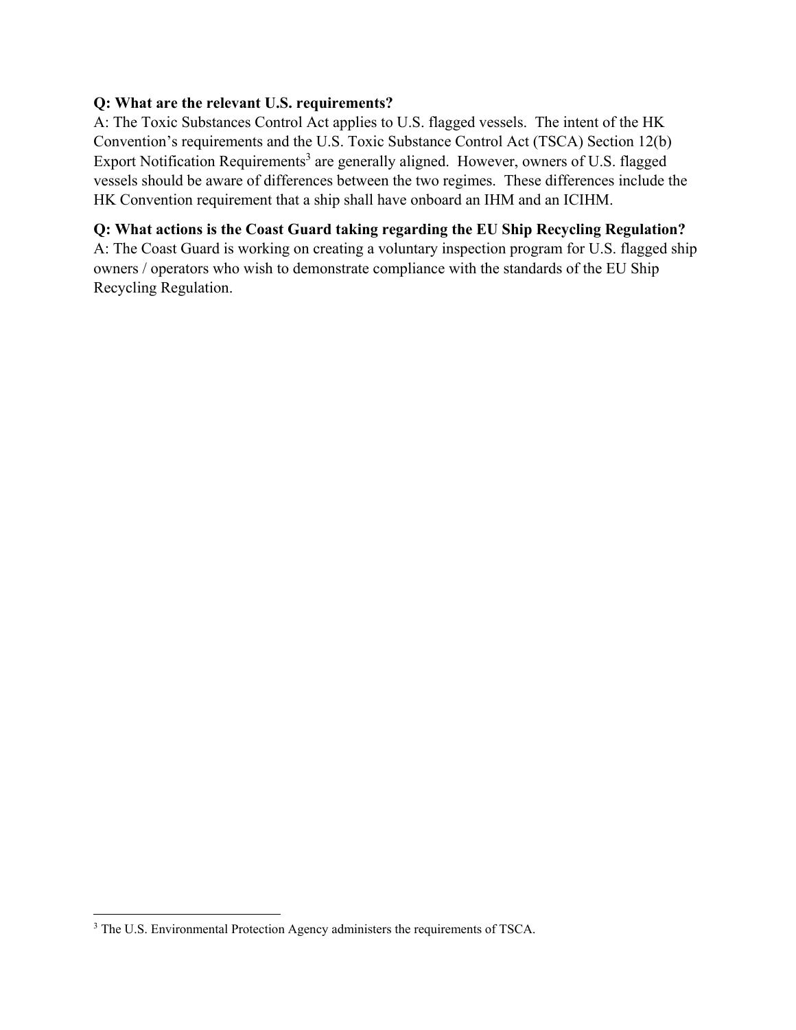**Q: What are the relevant U.S. requirements?**
A: The Toxic Substances Control Act applies to U.S. flagged vessels. The intent of the HK Convention's requirements and the U.S. Toxic Substance Control Act (TSCA) Section 12(b) Export Notification Requirements[3] are generally aligned. However, owners of U.S. flagged vessels should be aware of differences between the two regimes. These differences include the HK Convention requirement that a ship shall have onboard an IHM and an ICIHM.

**Q: What actions is the Coast Guard taking regarding the EU Ship Recycling Regulation?**
A: The Coast Guard is working on creating a voluntary inspection program for U.S. flagged ship owners / operators who wish to demonstrate compliance with the standards of the EU Ship Recycling Regulation.

[3] The U.S. Environmental Protection Agency administers the requirements of TSCA.